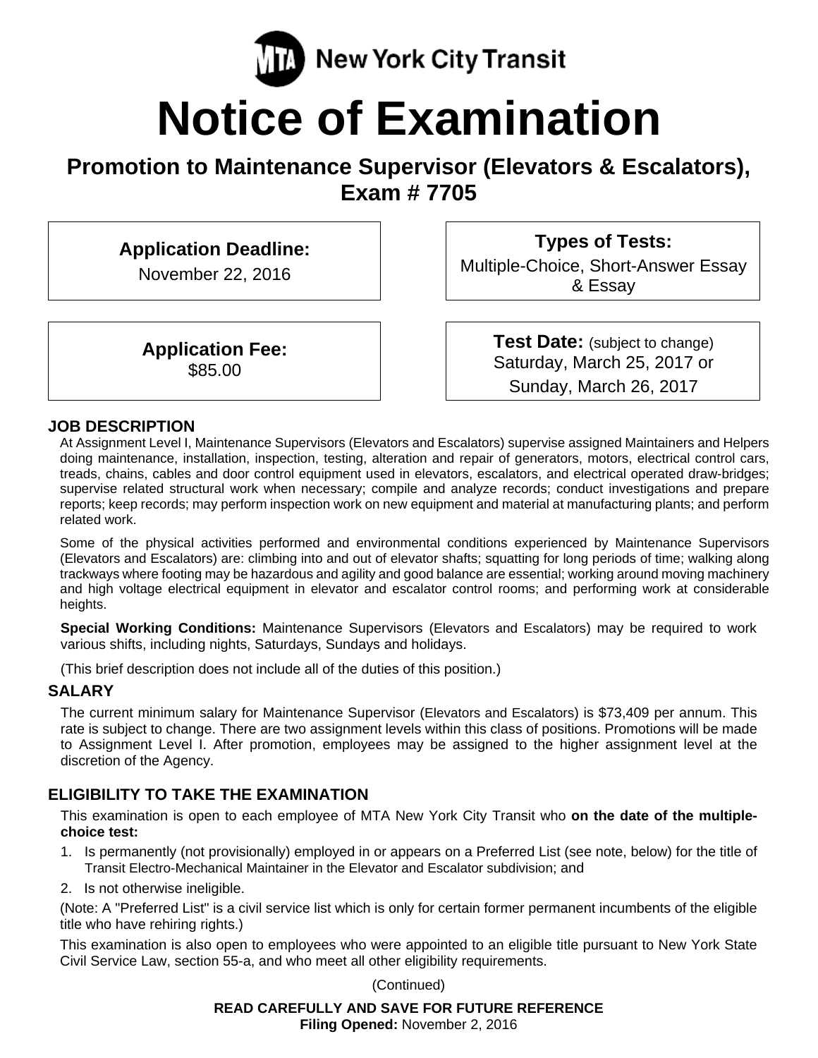MTA New York City Transit

# Notice of Examination

## Promotion to Maintenance Supervisor (Elevators & Escalators), Exam # 7705

**Application Deadline:**
November 22, 2016

**Types of Tests:**
Multiple-Choice, Short-Answer Essay & Essay

**Application Fee:**
$85.00

**Test Date:** (subject to change)
Saturday, March 25, 2017 or
Sunday, March 26, 2017

### JOB DESCRIPTION

At Assignment Level I, Maintenance Supervisors (Elevators and Escalators) supervise assigned Maintainers and Helpers doing maintenance, installation, inspection, testing, alteration and repair of generators, motors, electrical control cars, treads, chains, cables and door control equipment used in elevators, escalators, and electrical operated draw-bridges; supervise related structural work when necessary; compile and analyze records; conduct investigations and prepare reports; keep records; may perform inspection work on new equipment and material at manufacturing plants; and perform related work.

Some of the physical activities performed and environmental conditions experienced by Maintenance Supervisors (Elevators and Escalators) are: climbing into and out of elevator shafts; squatting for long periods of time; walking along trackways where footing may be hazardous and agility and good balance are essential; working around moving machinery and high voltage electrical equipment in elevator and escalator control rooms; and performing work at considerable heights.

**Special Working Conditions:** Maintenance Supervisors (Elevators and Escalators) may be required to work various shifts, including nights, Saturdays, Sundays and holidays.

(This brief description does not include all of the duties of this position.)

### SALARY

The current minimum salary for Maintenance Supervisor (Elevators and Escalators) is $73,409 per annum. This rate is subject to change. There are two assignment levels within this class of positions. Promotions will be made to Assignment Level I. After promotion, employees may be assigned to the higher assignment level at the discretion of the Agency.

### ELIGIBILITY TO TAKE THE EXAMINATION

This examination is open to each employee of MTA New York City Transit who **on the date of the multiple-choice test:**

1. Is permanently (not provisionally) employed in or appears on a Preferred List (see note, below) for the title of Transit Electro-Mechanical Maintainer in the Elevator and Escalator subdivision; and
2. Is not otherwise ineligible.

(Note: A "Preferred List" is a civil service list which is only for certain former permanent incumbents of the eligible title who have rehiring rights.)

This examination is also open to employees who were appointed to an eligible title pursuant to New York State Civil Service Law, section 55-a, and who meet all other eligibility requirements.

(Continued)

**READ CAREFULLY AND SAVE FOR FUTURE REFERENCE**
**Filing Opened:** November 2, 2016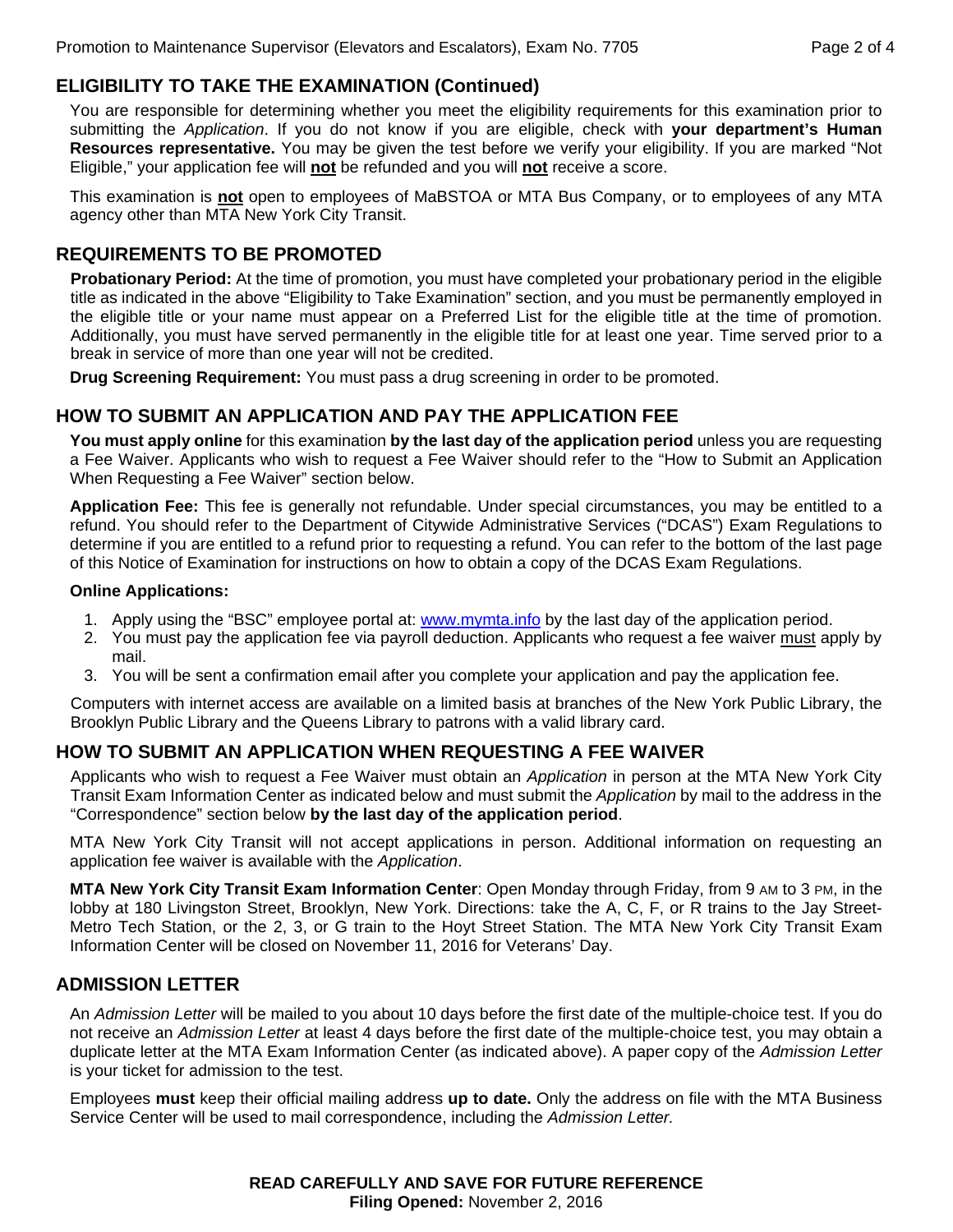## ELIGIBILITY TO TAKE THE EXAMINATION (Continued)

You are responsible for determining whether you meet the eligibility requirements for this examination prior to submitting the *Application*. If you do not know if you are eligible, check with **your department's Human Resources representative.** You may be given the test before we verify your eligibility. If you are marked "Not Eligible," your application fee will **not** be refunded and you will **not** receive a score.

This examination is **not** open to employees of MaBSTOA or MTA Bus Company, or to employees of any MTA agency other than MTA New York City Transit.

## REQUIREMENTS TO BE PROMOTED

**Probationary Period:** At the time of promotion, you must have completed your probationary period in the eligible title as indicated in the above "Eligibility to Take Examination" section, and you must be permanently employed in the eligible title or your name must appear on a Preferred List for the eligible title at the time of promotion. Additionally, you must have served permanently in the eligible title for at least one year. Time served prior to a break in service of more than one year will not be credited.

**Drug Screening Requirement:** You must pass a drug screening in order to be promoted.

## HOW TO SUBMIT AN APPLICATION AND PAY THE APPLICATION FEE

**You must apply online** for this examination **by the last day of the application period** unless you are requesting a Fee Waiver. Applicants who wish to request a Fee Waiver should refer to the "How to Submit an Application When Requesting a Fee Waiver" section below.

**Application Fee:** This fee is generally not refundable. Under special circumstances, you may be entitled to a refund. You should refer to the Department of Citywide Administrative Services ("DCAS") Exam Regulations to determine if you are entitled to a refund prior to requesting a refund. You can refer to the bottom of the last page of this Notice of Examination for instructions on how to obtain a copy of the DCAS Exam Regulations.

**Online Applications:**

1. Apply using the "BSC" employee portal at: www.mymta.info by the last day of the application period.
2. You must pay the application fee via payroll deduction. Applicants who request a fee waiver must apply by mail.
3. You will be sent a confirmation email after you complete your application and pay the application fee.

Computers with internet access are available on a limited basis at branches of the New York Public Library, the Brooklyn Public Library and the Queens Library to patrons with a valid library card.

## HOW TO SUBMIT AN APPLICATION WHEN REQUESTING A FEE WAIVER

Applicants who wish to request a Fee Waiver must obtain an *Application* in person at the MTA New York City Transit Exam Information Center as indicated below and must submit the *Application* by mail to the address in the "Correspondence" section below **by the last day of the application period**.

MTA New York City Transit will not accept applications in person. Additional information on requesting an application fee waiver is available with the *Application*.

**MTA New York City Transit Exam Information Center**: Open Monday through Friday, from 9 AM to 3 PM, in the lobby at 180 Livingston Street, Brooklyn, New York. Directions: take the A, C, F, or R trains to the Jay Street-Metro Tech Station, or the 2, 3, or G train to the Hoyt Street Station. The MTA New York City Transit Exam Information Center will be closed on November 11, 2016 for Veterans' Day.

## ADMISSION LETTER

An *Admission Letter* will be mailed to you about 10 days before the first date of the multiple-choice test. If you do not receive an *Admission Letter* at least 4 days before the first date of the multiple-choice test, you may obtain a duplicate letter at the MTA Exam Information Center (as indicated above). A paper copy of the *Admission Letter* is your ticket for admission to the test.

Employees **must** keep their official mailing address **up to date.** Only the address on file with the MTA Business Service Center will be used to mail correspondence, including the *Admission Letter.*

**READ CAREFULLY AND SAVE FOR FUTURE REFERENCE**
**Filing Opened:** November 2, 2016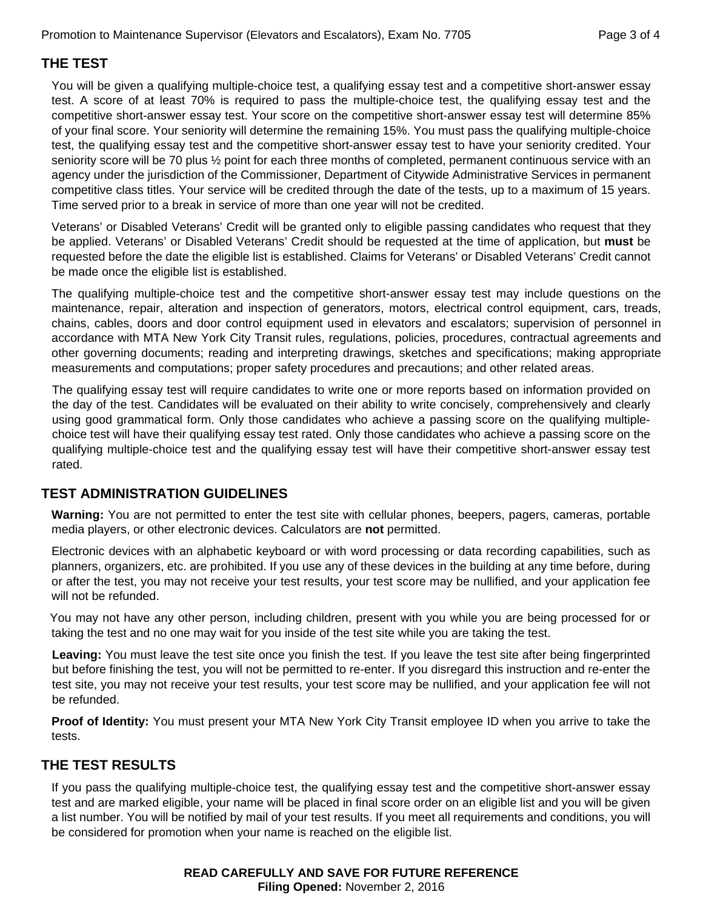## THE TEST

You will be given a qualifying multiple-choice test, a qualifying essay test and a competitive short-answer essay test. A score of at least 70% is required to pass the multiple-choice test, the qualifying essay test and the competitive short-answer essay test. Your score on the competitive short-answer essay test will determine 85% of your final score. Your seniority will determine the remaining 15%. You must pass the qualifying multiple-choice test, the qualifying essay test and the competitive short-answer essay test to have your seniority credited. Your seniority score will be 70 plus ½ point for each three months of completed, permanent continuous service with an agency under the jurisdiction of the Commissioner, Department of Citywide Administrative Services in permanent competitive class titles. Your service will be credited through the date of the tests, up to a maximum of 15 years. Time served prior to a break in service of more than one year will not be credited.

Veterans' or Disabled Veterans' Credit will be granted only to eligible passing candidates who request that they be applied. Veterans' or Disabled Veterans' Credit should be requested at the time of application, but **must** be requested before the date the eligible list is established. Claims for Veterans' or Disabled Veterans' Credit cannot be made once the eligible list is established.

The qualifying multiple-choice test and the competitive short-answer essay test may include questions on the maintenance, repair, alteration and inspection of generators, motors, electrical control equipment, cars, treads, chains, cables, doors and door control equipment used in elevators and escalators; supervision of personnel in accordance with MTA New York City Transit rules, regulations, policies, procedures, contractual agreements and other governing documents; reading and interpreting drawings, sketches and specifications; making appropriate measurements and computations; proper safety procedures and precautions; and other related areas.

The qualifying essay test will require candidates to write one or more reports based on information provided on the day of the test. Candidates will be evaluated on their ability to write concisely, comprehensively and clearly using good grammatical form. Only those candidates who achieve a passing score on the qualifying multiple-choice test will have their qualifying essay test rated. Only those candidates who achieve a passing score on the qualifying multiple-choice test and the qualifying essay test will have their competitive short-answer essay test rated.

## TEST ADMINISTRATION GUIDELINES

**Warning:** You are not permitted to enter the test site with cellular phones, beepers, pagers, cameras, portable media players, or other electronic devices. Calculators are **not** permitted.

Electronic devices with an alphabetic keyboard or with word processing or data recording capabilities, such as planners, organizers, etc. are prohibited. If you use any of these devices in the building at any time before, during or after the test, you may not receive your test results, your test score may be nullified, and your application fee will not be refunded.

You may not have any other person, including children, present with you while you are being processed for or taking the test and no one may wait for you inside of the test site while you are taking the test.

**Leaving:** You must leave the test site once you finish the test. If you leave the test site after being fingerprinted but before finishing the test, you will not be permitted to re-enter. If you disregard this instruction and re-enter the test site, you may not receive your test results, your test score may be nullified, and your application fee will not be refunded.

**Proof of Identity:** You must present your MTA New York City Transit employee ID when you arrive to take the tests.

## THE TEST RESULTS

If you pass the qualifying multiple-choice test, the qualifying essay test and the competitive short-answer essay test and are marked eligible, your name will be placed in final score order on an eligible list and you will be given a list number. You will be notified by mail of your test results. If you meet all requirements and conditions, you will be considered for promotion when your name is reached on the eligible list.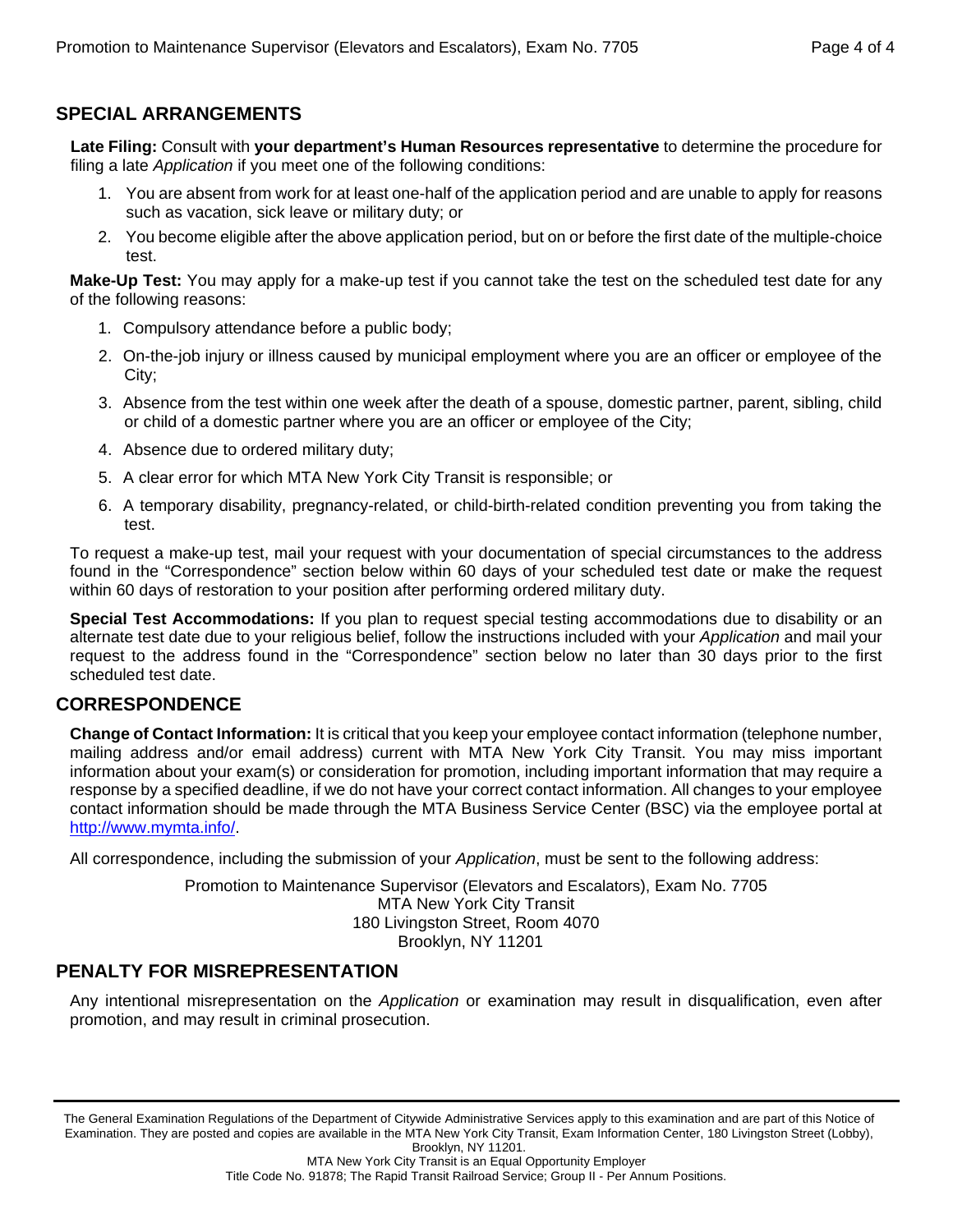## SPECIAL ARRANGEMENTS

**Late Filing:** Consult with **your department's Human Resources representative** to determine the procedure for filing a late *Application* if you meet one of the following conditions:

1. You are absent from work for at least one-half of the application period and are unable to apply for reasons such as vacation, sick leave or military duty; or
2. You become eligible after the above application period, but on or before the first date of the multiple-choice test.

**Make-Up Test:** You may apply for a make-up test if you cannot take the test on the scheduled test date for any of the following reasons:

1. Compulsory attendance before a public body;
2. On-the-job injury or illness caused by municipal employment where you are an officer or employee of the City;
3. Absence from the test within one week after the death of a spouse, domestic partner, parent, sibling, child or child of a domestic partner where you are an officer or employee of the City;
4. Absence due to ordered military duty;
5. A clear error for which MTA New York City Transit is responsible; or
6. A temporary disability, pregnancy-related, or child-birth-related condition preventing you from taking the test.

To request a make-up test, mail your request with your documentation of special circumstances to the address found in the "Correspondence" section below within 60 days of your scheduled test date or make the request within 60 days of restoration to your position after performing ordered military duty.

**Special Test Accommodations:** If you plan to request special testing accommodations due to disability or an alternate test date due to your religious belief, follow the instructions included with your *Application* and mail your request to the address found in the "Correspondence" section below no later than 30 days prior to the first scheduled test date.

## CORRESPONDENCE

**Change of Contact Information:** It is critical that you keep your employee contact information (telephone number, mailing address and/or email address) current with MTA New York City Transit. You may miss important information about your exam(s) or consideration for promotion, including important information that may require a response by a specified deadline, if we do not have your correct contact information. All changes to your employee contact information should be made through the MTA Business Service Center (BSC) via the employee portal at http://www.mymta.info/.

All correspondence, including the submission of your *Application*, must be sent to the following address:

Promotion to Maintenance Supervisor (Elevators and Escalators), Exam No. 7705
MTA New York City Transit
180 Livingston Street, Room 4070
Brooklyn, NY 11201

## PENALTY FOR MISREPRESENTATION

Any intentional misrepresentation on the *Application* or examination may result in disqualification, even after promotion, and may result in criminal prosecution.

---

The General Examination Regulations of the Department of Citywide Administrative Services apply to this examination and are part of this Notice of Examination. They are posted and copies are available in the MTA New York City Transit, Exam Information Center, 180 Livingston Street (Lobby), Brooklyn, NY 11201.
MTA New York City Transit is an Equal Opportunity Employer
Title Code No. 91878; The Rapid Transit Railroad Service; Group II - Per Annum Positions.